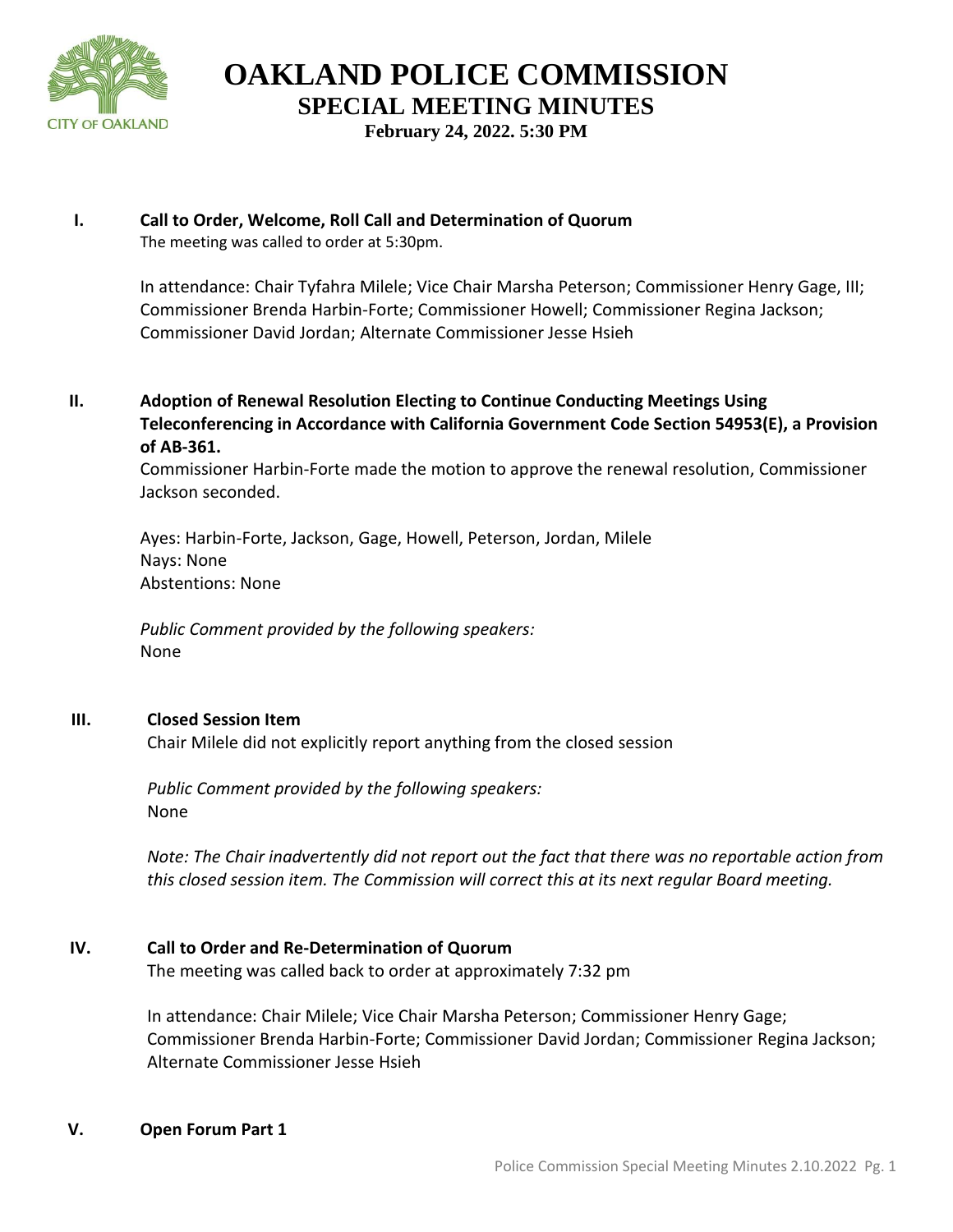# OAKLAND POLICE COMMISSION
## SPECIAL MEETING MINUTES
### February 24, 2022. 5:30 PM

**I. Call to Order, Welcome, Roll Call and Determination of Quorum**

The meeting was called to order at 5:30pm.

In attendance: Chair Tyfahra Milele; Vice Chair Marsha Peterson; Commissioner Henry Gage, III; Commissioner Brenda Harbin-Forte; Commissioner Howell; Commissioner Regina Jackson; Commissioner David Jordan; Alternate Commissioner Jesse Hsieh

**II. Adoption of Renewal Resolution Electing to Continue Conducting Meetings Using Teleconferencing in Accordance with California Government Code Section 54953(E), a Provision of AB-361.**

Commissioner Harbin-Forte made the motion to approve the renewal resolution, Commissioner Jackson seconded.

Ayes: Harbin-Forte, Jackson, Gage, Howell, Peterson, Jordan, Milele
Nays: None
Abstentions: None

*Public Comment provided by the following speakers:*
None

**III. Closed Session Item**

Chair Milele did not explicitly report anything from the closed session

*Public Comment provided by the following speakers:*
None

*Note: The Chair inadvertently did not report out the fact that there was no reportable action from this closed session item. The Commission will correct this at its next regular Board meeting.*

**IV. Call to Order and Re-Determination of Quorum**

The meeting was called back to order at approximately 7:32 pm

In attendance: Chair Milele; Vice Chair Marsha Peterson; Commissioner Henry Gage; Commissioner Brenda Harbin-Forte; Commissioner David Jordan; Commissioner Regina Jackson; Alternate Commissioner Jesse Hsieh

**V. Open Forum Part 1**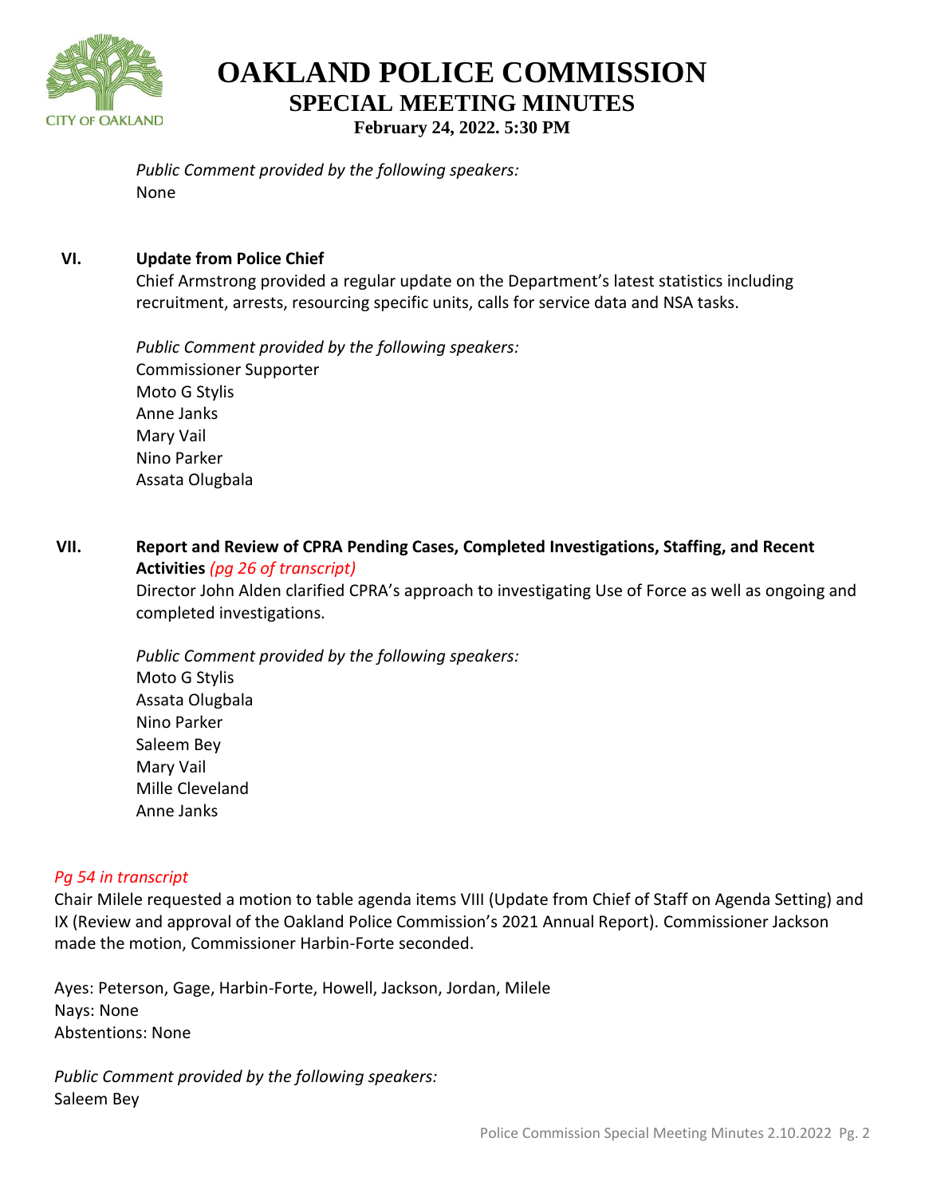*Public Comment provided by the following speakers:*
None

**VI. Update from Police Chief**

Chief Armstrong provided a regular update on the Department's latest statistics including recruitment, arrests, resourcing specific units, calls for service data and NSA tasks.

*Public Comment provided by the following speakers:*
Commissioner Supporter
Moto G Stylis
Anne Janks
Mary Vail
Nino Parker
Assata Olugbala

**VII. Report and Review of CPRA Pending Cases, Completed Investigations, Staffing, and Recent Activities** *(pg 26 of transcript)*

Director John Alden clarified CPRA's approach to investigating Use of Force as well as ongoing and completed investigations.

*Public Comment provided by the following speakers:*
Moto G Stylis
Assata Olugbala
Nino Parker
Saleem Bey
Mary Vail
Mille Cleveland
Anne Janks

*Pg 54 in transcript*

Chair Milele requested a motion to table agenda items VIII (Update from Chief of Staff on Agenda Setting) and IX (Review and approval of the Oakland Police Commission's 2021 Annual Report). Commissioner Jackson made the motion, Commissioner Harbin-Forte seconded.

Ayes: Peterson, Gage, Harbin-Forte, Howell, Jackson, Jordan, Milele
Nays: None
Abstentions: None

*Public Comment provided by the following speakers:*
Saleem Bey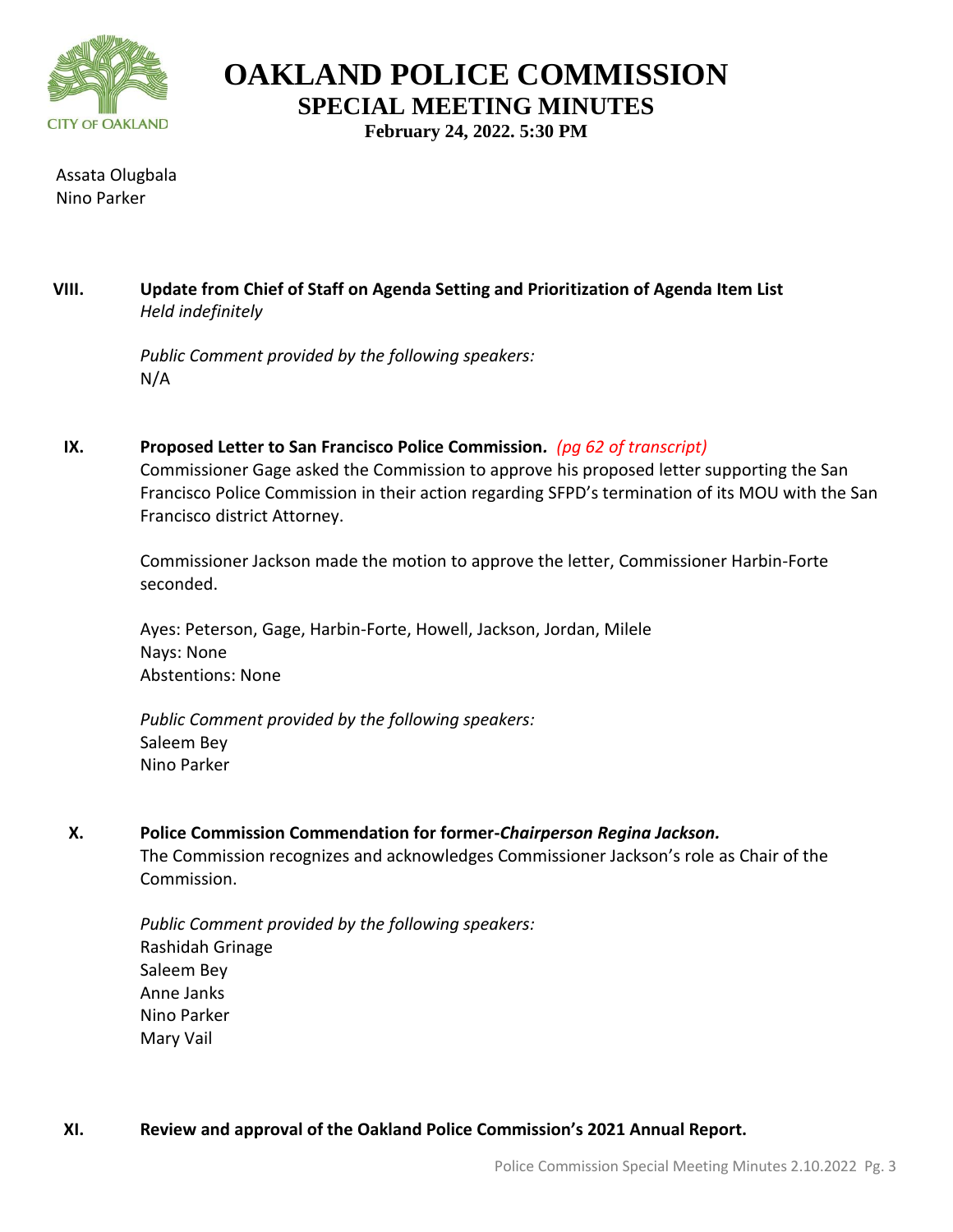# OAKLAND POLICE COMMISSION
## SPECIAL MEETING MINUTES
**February 24, 2022. 5:30 PM**

Assata Olugbala
Nino Parker

**VIII. Update from Chief of Staff on Agenda Setting and Prioritization of Agenda Item List**
*Held indefinitely*

*Public Comment provided by the following speakers:*
N/A

**IX. Proposed Letter to San Francisco Police Commission.** *(pg 62 of transcript)*
Commissioner Gage asked the Commission to approve his proposed letter supporting the San Francisco Police Commission in their action regarding SFPD's termination of its MOU with the San Francisco district Attorney.

Commissioner Jackson made the motion to approve the letter, Commissioner Harbin-Forte seconded.

Ayes: Peterson, Gage, Harbin-Forte, Howell, Jackson, Jordan, Milele
Nays: None
Abstentions: None

*Public Comment provided by the following speakers:*
Saleem Bey
Nino Parker

**X. Police Commission Commendation for former-*Chairperson Regina Jackson.***
The Commission recognizes and acknowledges Commissioner Jackson's role as Chair of the Commission.

*Public Comment provided by the following speakers:*
Rashidah Grinage
Saleem Bey
Anne Janks
Nino Parker
Mary Vail

**XI. Review and approval of the Oakland Police Commission's 2021 Annual Report.**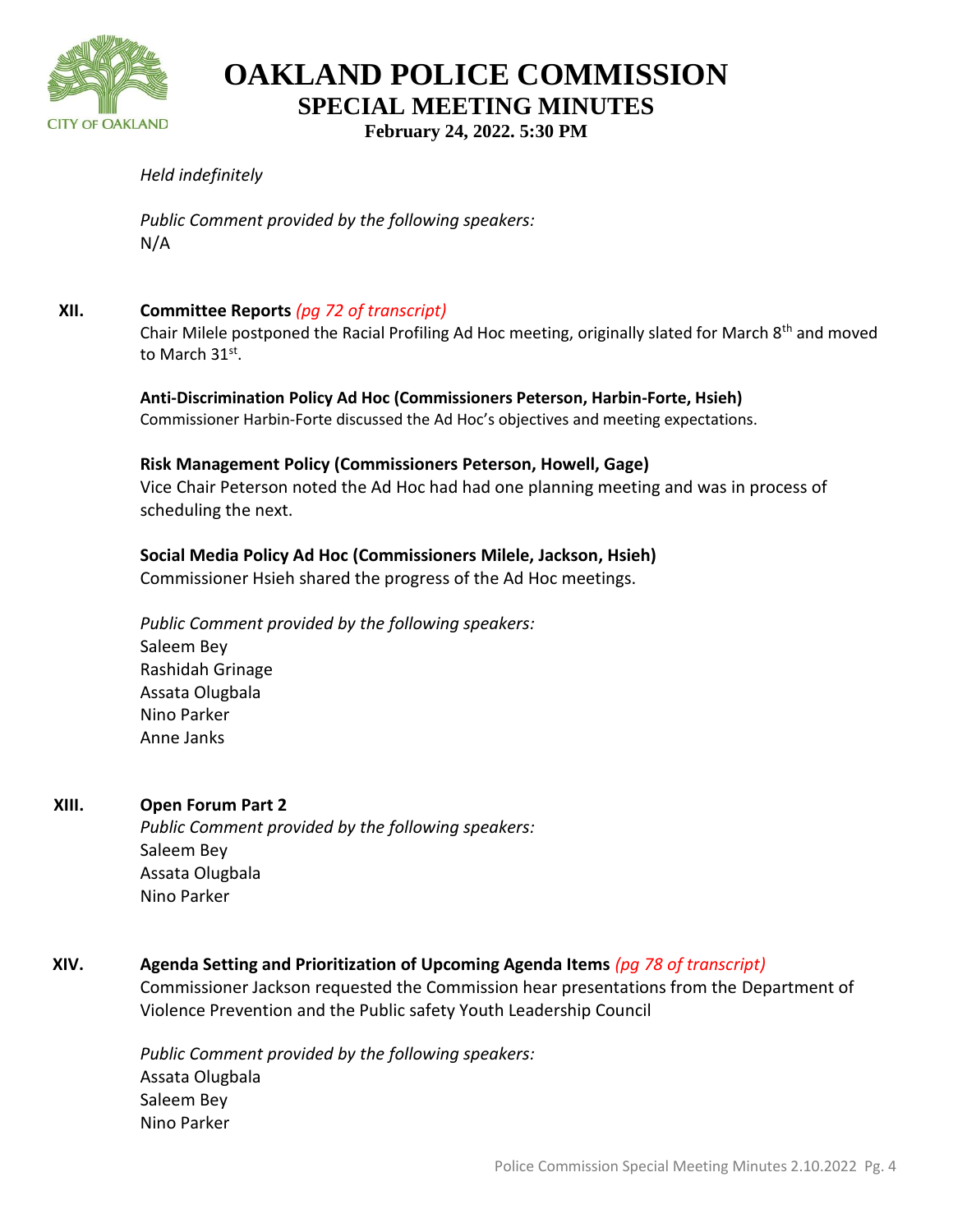*Held indefinitely*

*Public Comment provided by the following speakers:*
N/A

## XII. Committee Reports *(pg 72 of transcript)*

Chair Milele postponed the Racial Profiling Ad Hoc meeting, originally slated for March 8th and moved to March 31st.

**Anti-Discrimination Policy Ad Hoc (Commissioners Peterson, Harbin-Forte, Hsieh)**
Commissioner Harbin-Forte discussed the Ad Hoc's objectives and meeting expectations.

**Risk Management Policy (Commissioners Peterson, Howell, Gage)**
Vice Chair Peterson noted the Ad Hoc had had one planning meeting and was in process of scheduling the next.

**Social Media Policy Ad Hoc (Commissioners Milele, Jackson, Hsieh)**
Commissioner Hsieh shared the progress of the Ad Hoc meetings.

*Public Comment provided by the following speakers:*
Saleem Bey
Rashidah Grinage
Assata Olugbala
Nino Parker
Anne Janks

## XIII. Open Forum Part 2

*Public Comment provided by the following speakers:*
Saleem Bey
Assata Olugbala
Nino Parker

## XIV. Agenda Setting and Prioritization of Upcoming Agenda Items *(pg 78 of transcript)*

Commissioner Jackson requested the Commission hear presentations from the Department of Violence Prevention and the Public safety Youth Leadership Council

*Public Comment provided by the following speakers:*
Assata Olugbala
Saleem Bey
Nino Parker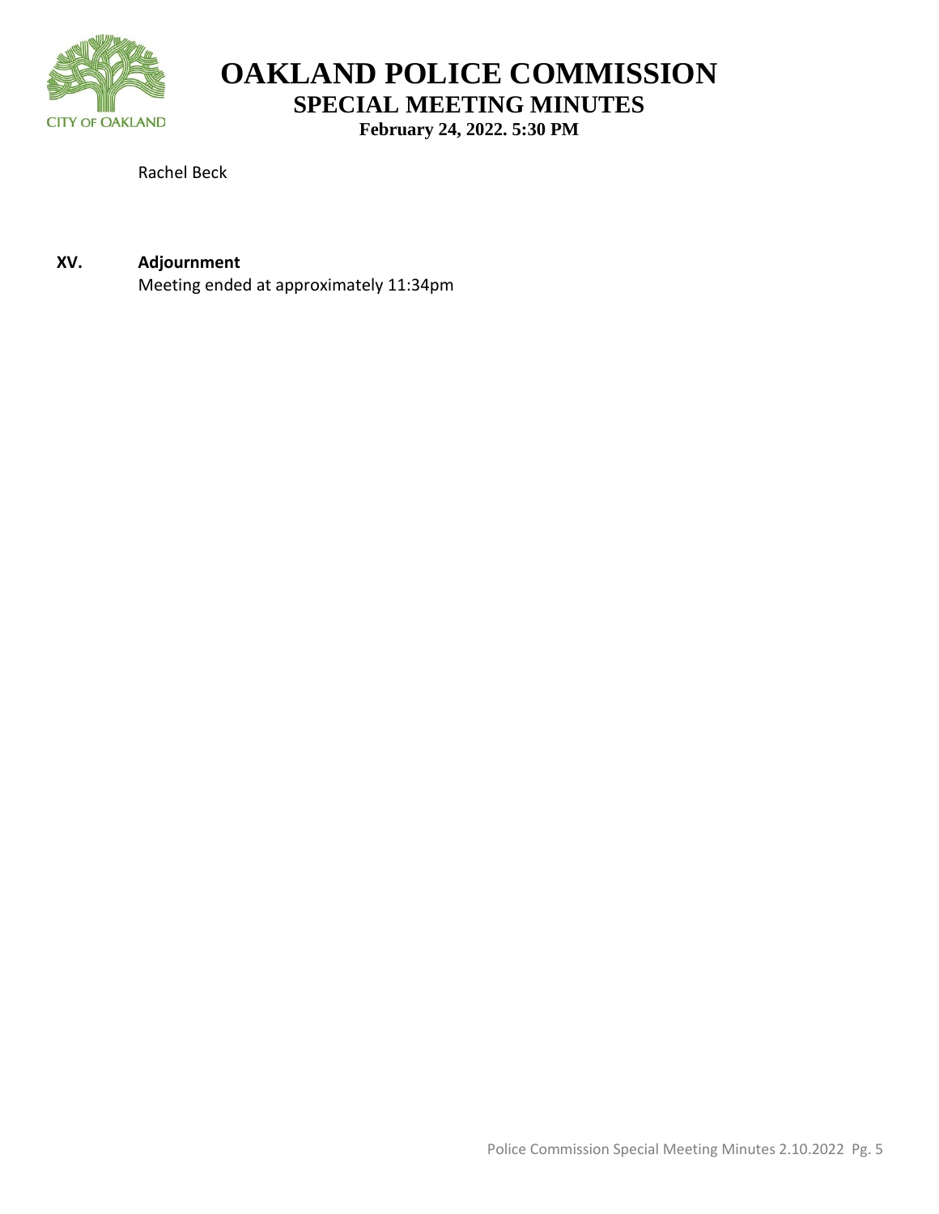Rachel Beck

**XV. Adjournment**

Meeting ended at approximately 11:34pm